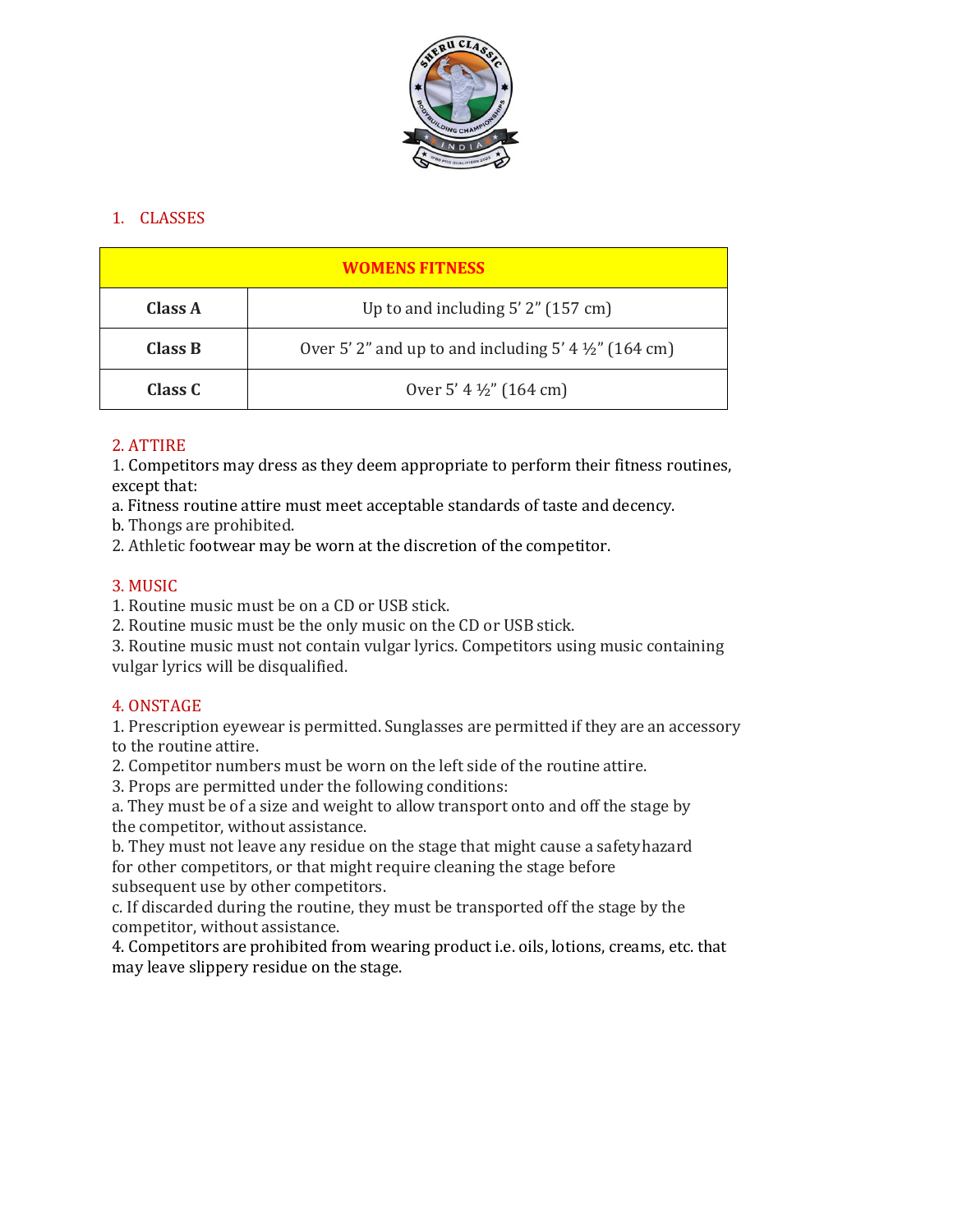## 1. CLASSES

| WOMENS FITNESS | |
|---|---|
| **Class A** | Up to and including 5’ 2” (157 cm) |
| **Class B** | Over 5’ 2” and up to and including 5’ 4 ½” (164 cm) |
| **Class C** | Over 5’ 4 ½” (164 cm) |

## 2. ATTIRE

1. Competitors may dress as they deem appropriate to perform their fitness routines, except that:

a. Fitness routine attire must meet acceptable standards of taste and decency.

b. Thongs are prohibited.

2. Athletic footwear may be worn at the discretion of the competitor.

## 3. MUSIC

1. Routine music must be on a CD or USB stick.
2. Routine music must be the only music on the CD or USB stick.
3. Routine music must not contain vulgar lyrics. Competitors using music containing vulgar lyrics will be disqualified.

## 4. ONSTAGE

1. Prescription eyewear is permitted. Sunglasses are permitted if they are an accessory to the routine attire.

2. Competitor numbers must be worn on the left side of the routine attire.

3. Props are permitted under the following conditions:

a. They must be of a size and weight to allow transport onto and off the stage by the competitor, without assistance.

b. They must not leave any residue on the stage that might cause a safety hazard for other competitors, or that might require cleaning the stage before subsequent use by other competitors.

c. If discarded during the routine, they must be transported off the stage by the competitor, without assistance.

4. Competitors are prohibited from wearing product i.e. oils, lotions, creams, etc. that may leave slippery residue on the stage.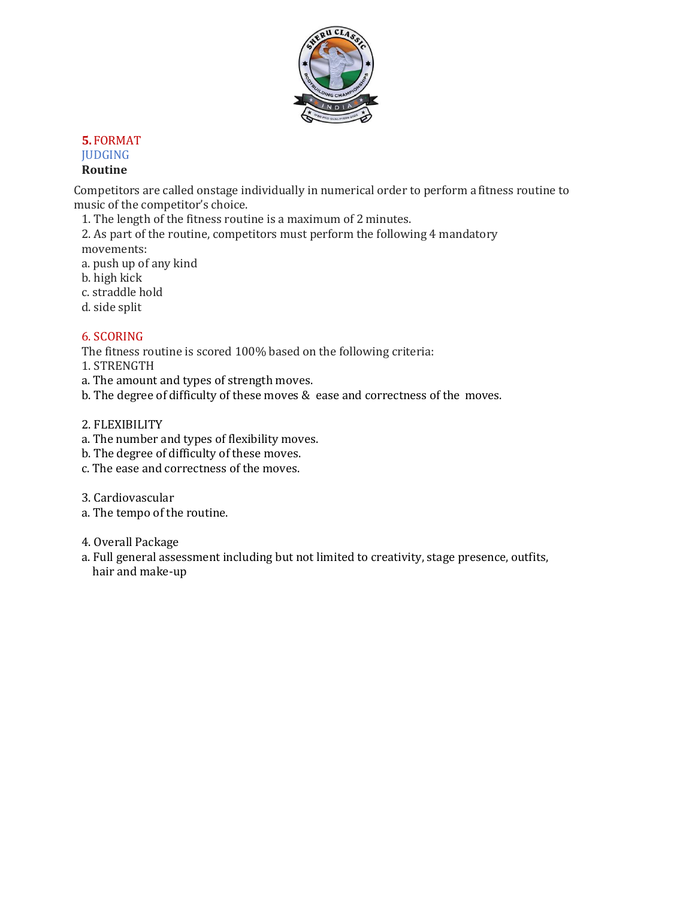## 5. FORMAT

### JUDGING

**Routine**

Competitors are called onstage individually in numerical order to perform a fitness routine to music of the competitor's choice.

1. The length of the fitness routine is a maximum of 2 minutes.
2. As part of the routine, competitors must perform the following 4 mandatory movements:

a. push up of any kind
b. high kick
c. straddle hold
d. side split

## 6. SCORING

The fitness routine is scored 100% based on the following criteria:

1. STRENGTH

a. The amount and types of strength moves.
b. The degree of difficulty of these moves & ease and correctness of the moves.

2. FLEXIBILITY

a. The number and types of flexibility moves.
b. The degree of difficulty of these moves.
c. The ease and correctness of the moves.

3. Cardiovascular

a. The tempo of the routine.

4. Overall Package

a. Full general assessment including but not limited to creativity, stage presence, outfits, hair and make-up